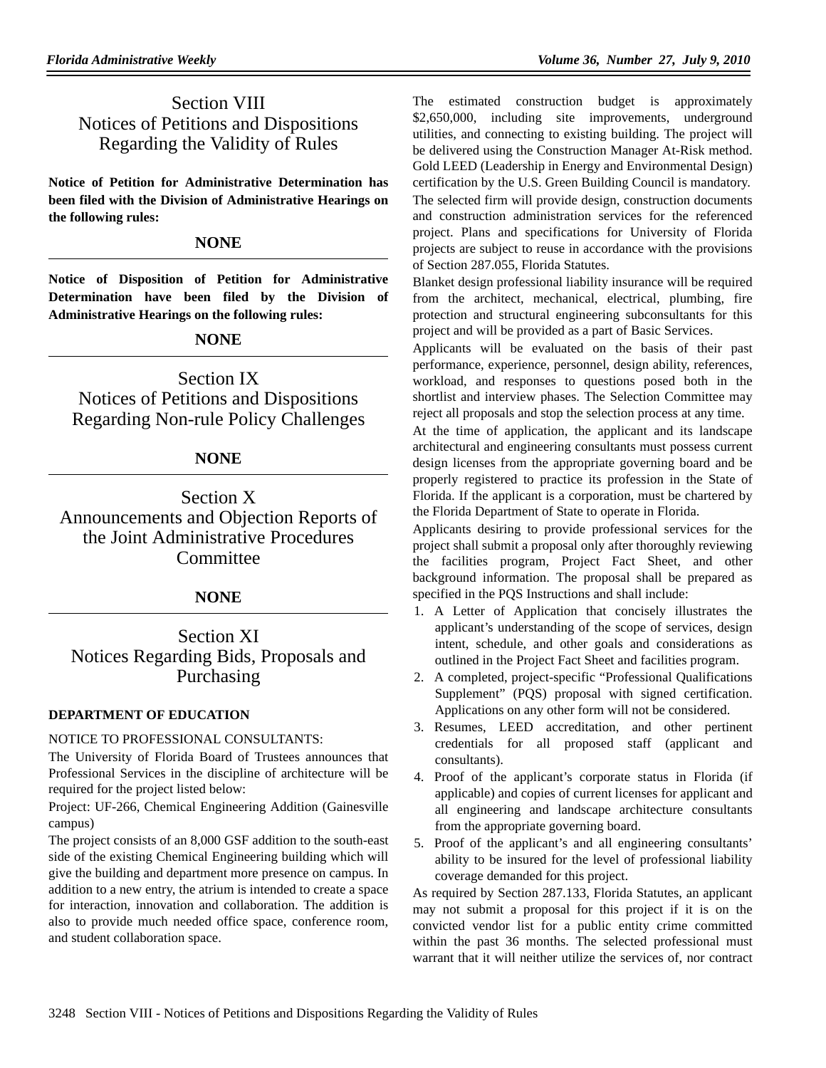# Section VIII
# Notices of Petitions and Dispositions Regarding the Validity of Rules

**Notice of Petition for Administrative Determination has been filed with the Division of Administrative Hearings on the following rules:**

**NONE**

**Notice of Disposition of Petition for Administrative Determination have been filed by the Division of Administrative Hearings on the following rules:**

**NONE**

# Section IX
# Notices of Petitions and Dispositions Regarding Non-rule Policy Challenges

**NONE**

# Section X
# Announcements and Objection Reports of the Joint Administrative Procedures Committee

**NONE**

# Section XI
# Notices Regarding Bids, Proposals and Purchasing

**DEPARTMENT OF EDUCATION**

NOTICE TO PROFESSIONAL CONSULTANTS:

The University of Florida Board of Trustees announces that Professional Services in the discipline of architecture will be required for the project listed below:

Project: UF-266, Chemical Engineering Addition (Gainesville campus)

The project consists of an 8,000 GSF addition to the south-east side of the existing Chemical Engineering building which will give the building and department more presence on campus. In addition to a new entry, the atrium is intended to create a space for interaction, innovation and collaboration. The addition is also to provide much needed office space, conference room, and student collaboration space.

The estimated construction budget is approximately $2,650,000, including site improvements, underground utilities, and connecting to existing building. The project will be delivered using the Construction Manager At-Risk method. Gold LEED (Leadership in Energy and Environmental Design) certification by the U.S. Green Building Council is mandatory.

The selected firm will provide design, construction documents and construction administration services for the referenced project. Plans and specifications for University of Florida projects are subject to reuse in accordance with the provisions of Section 287.055, Florida Statutes.

Blanket design professional liability insurance will be required from the architect, mechanical, electrical, plumbing, fire protection and structural engineering subconsultants for this project and will be provided as a part of Basic Services.

Applicants will be evaluated on the basis of their past performance, experience, personnel, design ability, references, workload, and responses to questions posed both in the shortlist and interview phases. The Selection Committee may reject all proposals and stop the selection process at any time.

At the time of application, the applicant and its landscape architectural and engineering consultants must possess current design licenses from the appropriate governing board and be properly registered to practice its profession in the State of Florida. If the applicant is a corporation, must be chartered by the Florida Department of State to operate in Florida.

Applicants desiring to provide professional services for the project shall submit a proposal only after thoroughly reviewing the facilities program, Project Fact Sheet, and other background information. The proposal shall be prepared as specified in the PQS Instructions and shall include:

1. A Letter of Application that concisely illustrates the applicant's understanding of the scope of services, design intent, schedule, and other goals and considerations as outlined in the Project Fact Sheet and facilities program.
2. A completed, project-specific "Professional Qualifications Supplement" (PQS) proposal with signed certification. Applications on any other form will not be considered.
3. Resumes, LEED accreditation, and other pertinent credentials for all proposed staff (applicant and consultants).
4. Proof of the applicant's corporate status in Florida (if applicable) and copies of current licenses for applicant and all engineering and landscape architecture consultants from the appropriate governing board.
5. Proof of the applicant's and all engineering consultants' ability to be insured for the level of professional liability coverage demanded for this project.

As required by Section 287.133, Florida Statutes, an applicant may not submit a proposal for this project if it is on the convicted vendor list for a public entity crime committed within the past 36 months. The selected professional must warrant that it will neither utilize the services of, nor contract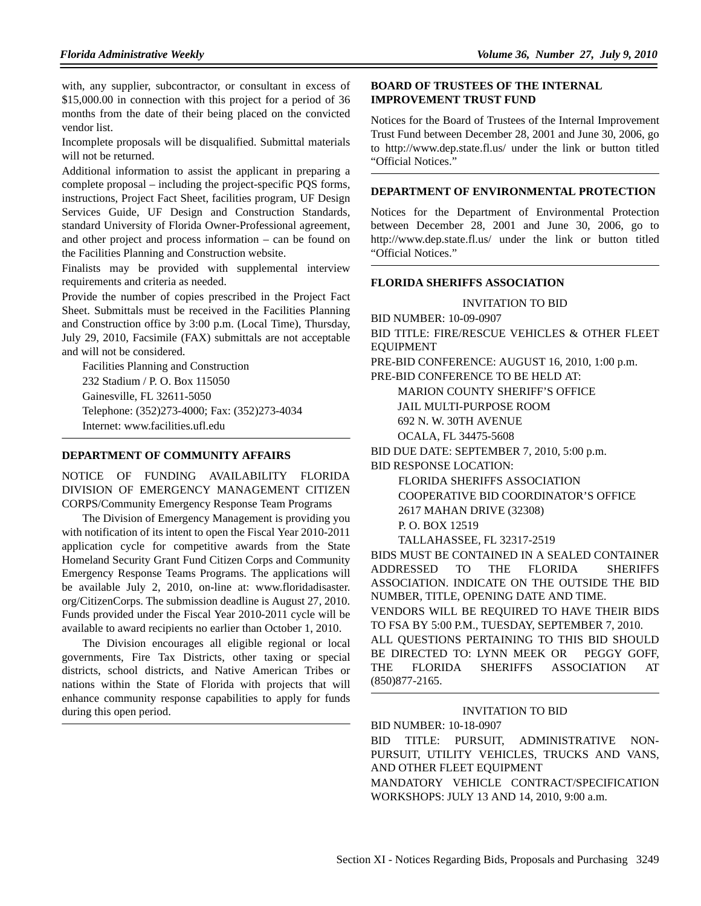with, any supplier, subcontractor, or consultant in excess of $15,000.00 in connection with this project for a period of 36 months from the date of their being placed on the convicted vendor list.

Incomplete proposals will be disqualified. Submittal materials will not be returned.

Additional information to assist the applicant in preparing a complete proposal – including the project-specific PQS forms, instructions, Project Fact Sheet, facilities program, UF Design Services Guide, UF Design and Construction Standards, standard University of Florida Owner-Professional agreement, and other project and process information – can be found on the Facilities Planning and Construction website.

Finalists may be provided with supplemental interview requirements and criteria as needed.

Provide the number of copies prescribed in the Project Fact Sheet. Submittals must be received in the Facilities Planning and Construction office by 3:00 p.m. (Local Time), Thursday, July 29, 2010, Facsimile (FAX) submittals are not acceptable and will not be considered.

Facilities Planning and Construction
232 Stadium / P. O. Box 115050
Gainesville, FL 32611-5050
Telephone: (352)273-4000; Fax: (352)273-4034
Internet: www.facilities.ufl.edu

---

## DEPARTMENT OF COMMUNITY AFFAIRS

NOTICE OF FUNDING AVAILABILITY FLORIDA DIVISION OF EMERGENCY MANAGEMENT CITIZEN CORPS/Community Emergency Response Team Programs

The Division of Emergency Management is providing you with notification of its intent to open the Fiscal Year 2010-2011 application cycle for competitive awards from the State Homeland Security Grant Fund Citizen Corps and Community Emergency Response Teams Programs. The applications will be available July 2, 2010, on-line at: www.floridadisaster.org/CitizenCorps. The submission deadline is August 27, 2010. Funds provided under the Fiscal Year 2010-2011 cycle will be available to award recipients no earlier than October 1, 2010.

The Division encourages all eligible regional or local governments, Fire Tax Districts, other taxing or special districts, school districts, and Native American Tribes or nations within the State of Florida with projects that will enhance community response capabilities to apply for funds during this open period.

---

## BOARD OF TRUSTEES OF THE INTERNAL IMPROVEMENT TRUST FUND

Notices for the Board of Trustees of the Internal Improvement Trust Fund between December 28, 2001 and June 30, 2006, go to http://www.dep.state.fl.us/ under the link or button titled "Official Notices."

---

## DEPARTMENT OF ENVIRONMENTAL PROTECTION

Notices for the Department of Environmental Protection between December 28, 2001 and June 30, 2006, go to http://www.dep.state.fl.us/ under the link or button titled "Official Notices."

---

## FLORIDA SHERIFFS ASSOCIATION

INVITATION TO BID

BID NUMBER: 10-09-0907

BID TITLE: FIRE/RESCUE VEHICLES & OTHER FLEET EQUIPMENT

PRE-BID CONFERENCE: AUGUST 16, 2010, 1:00 p.m.

PRE-BID CONFERENCE TO BE HELD AT:

MARION COUNTY SHERIFF'S OFFICE
JAIL MULTI-PURPOSE ROOM
692 N. W. 30TH AVENUE
OCALA, FL 34475-5608

BID DUE DATE: SEPTEMBER 7, 2010, 5:00 p.m.

BID RESPONSE LOCATION:

FLORIDA SHERIFFS ASSOCIATION
COOPERATIVE BID COORDINATOR'S OFFICE
2617 MAHAN DRIVE (32308)
P. O. BOX 12519
TALLAHASSEE, FL 32317-2519

BIDS MUST BE CONTAINED IN A SEALED CONTAINER ADDRESSED TO THE FLORIDA SHERIFFS ASSOCIATION. INDICATE ON THE OUTSIDE THE BID NUMBER, TITLE, OPENING DATE AND TIME.

VENDORS WILL BE REQUIRED TO HAVE THEIR BIDS TO FSA BY 5:00 P.M., TUESDAY, SEPTEMBER 7, 2010.

ALL QUESTIONS PERTAINING TO THIS BID SHOULD BE DIRECTED TO: LYNN MEEK OR PEGGY GOFF, THE FLORIDA SHERIFFS ASSOCIATION AT (850)877-2165.

---

INVITATION TO BID

BID NUMBER: 10-18-0907

BID TITLE: PURSUIT, ADMINISTRATIVE NON-PURSUIT, UTILITY VEHICLES, TRUCKS AND VANS, AND OTHER FLEET EQUIPMENT

MANDATORY VEHICLE CONTRACT/SPECIFICATION WORKSHOPS: JULY 13 AND 14, 2010, 9:00 a.m.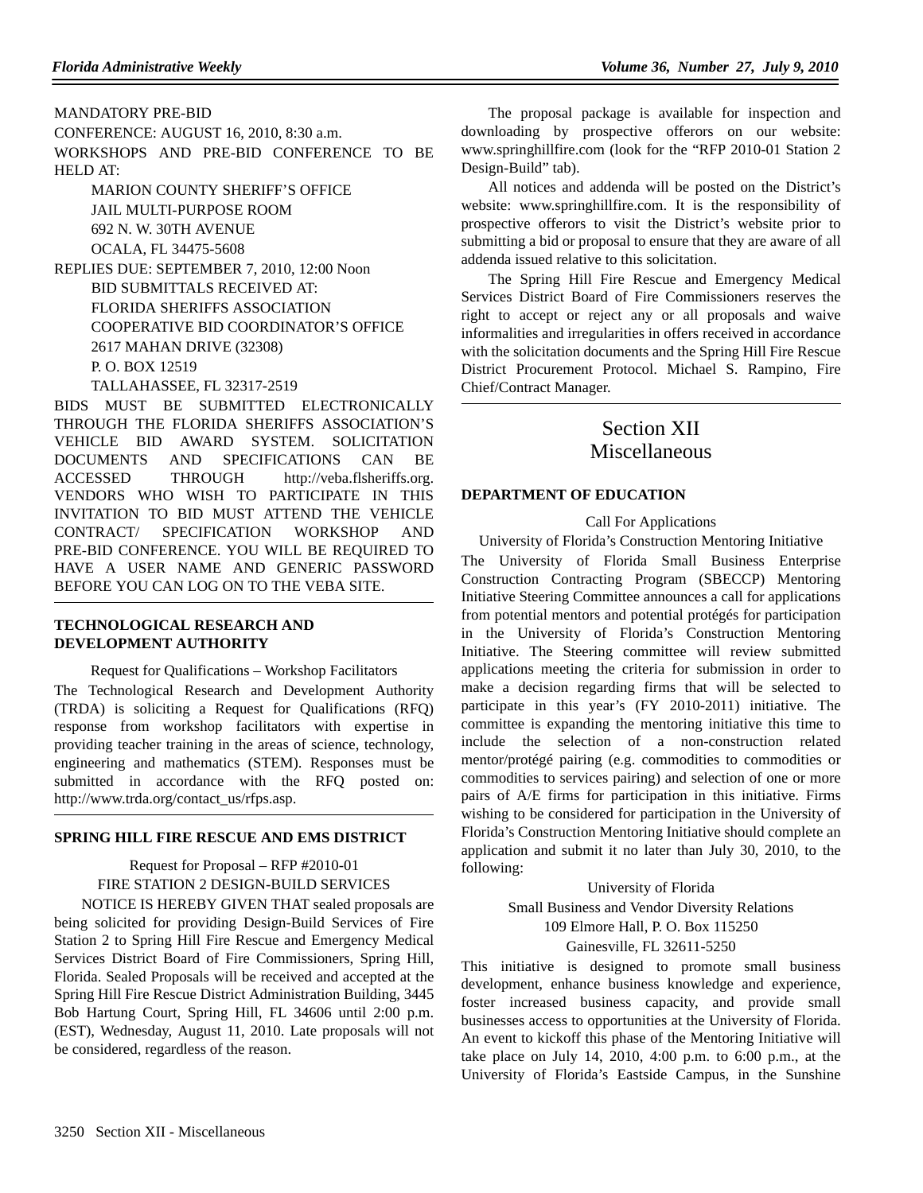MANDATORY PRE-BID

CONFERENCE: AUGUST 16, 2010, 8:30 a.m.

WORKSHOPS AND PRE-BID CONFERENCE TO BE HELD AT:

MARION COUNTY SHERIFF'S OFFICE
JAIL MULTI-PURPOSE ROOM
692 N. W. 30TH AVENUE
OCALA, FL 34475-5608

REPLIES DUE: SEPTEMBER 7, 2010, 12:00 Noon

BID SUBMITTALS RECEIVED AT:
FLORIDA SHERIFFS ASSOCIATION
COOPERATIVE BID COORDINATOR'S OFFICE
2617 MAHAN DRIVE (32308)
P. O. BOX 12519
TALLAHASSEE, FL 32317-2519

BIDS MUST BE SUBMITTED ELECTRONICALLY THROUGH THE FLORIDA SHERIFFS ASSOCIATION'S VEHICLE BID AWARD SYSTEM. SOLICITATION DOCUMENTS AND SPECIFICATIONS CAN BE ACCESSED THROUGH http://veba.flsheriffs.org. VENDORS WHO WISH TO PARTICIPATE IN THIS INVITATION TO BID MUST ATTEND THE VEHICLE CONTRACT/ SPECIFICATION WORKSHOP AND PRE-BID CONFERENCE. YOU WILL BE REQUIRED TO HAVE A USER NAME AND GENERIC PASSWORD BEFORE YOU CAN LOG ON TO THE VEBA SITE.

**TECHNOLOGICAL RESEARCH AND DEVELOPMENT AUTHORITY**

Request for Qualifications – Workshop Facilitators

The Technological Research and Development Authority (TRDA) is soliciting a Request for Qualifications (RFQ) response from workshop facilitators with expertise in providing teacher training in the areas of science, technology, engineering and mathematics (STEM). Responses must be submitted in accordance with the RFQ posted on: http://www.trda.org/contact_us/rfps.asp.

**SPRING HILL FIRE RESCUE AND EMS DISTRICT**

Request for Proposal – RFP #2010-01
FIRE STATION 2 DESIGN-BUILD SERVICES

NOTICE IS HEREBY GIVEN THAT sealed proposals are being solicited for providing Design-Build Services of Fire Station 2 to Spring Hill Fire Rescue and Emergency Medical Services District Board of Fire Commissioners, Spring Hill, Florida. Sealed Proposals will be received and accepted at the Spring Hill Fire Rescue District Administration Building, 3445 Bob Hartung Court, Spring Hill, FL 34606 until 2:00 p.m. (EST), Wednesday, August 11, 2010. Late proposals will not be considered, regardless of the reason.

The proposal package is available for inspection and downloading by prospective offerors on our website: www.springhillfire.com (look for the "RFP 2010-01 Station 2 Design-Build" tab).

All notices and addenda will be posted on the District's website: www.springhillfire.com. It is the responsibility of prospective offerors to visit the District's website prior to submitting a bid or proposal to ensure that they are aware of all addenda issued relative to this solicitation.

The Spring Hill Fire Rescue and Emergency Medical Services District Board of Fire Commissioners reserves the right to accept or reject any or all proposals and waive informalities and irregularities in offers received in accordance with the solicitation documents and the Spring Hill Fire Rescue District Procurement Protocol. Michael S. Rampino, Fire Chief/Contract Manager.

# Section XII Miscellaneous

**DEPARTMENT OF EDUCATION**

Call For Applications

University of Florida's Construction Mentoring Initiative

The University of Florida Small Business Enterprise Construction Contracting Program (SBECCP) Mentoring Initiative Steering Committee announces a call for applications from potential mentors and potential protégés for participation in the University of Florida's Construction Mentoring Initiative. The Steering committee will review submitted applications meeting the criteria for submission in order to make a decision regarding firms that will be selected to participate in this year's (FY 2010-2011) initiative. The committee is expanding the mentoring initiative this time to include the selection of a non-construction related mentor/protégé pairing (e.g. commodities to commodities or commodities to services pairing) and selection of one or more pairs of A/E firms for participation in this initiative. Firms wishing to be considered for participation in the University of Florida's Construction Mentoring Initiative should complete an application and submit it no later than July 30, 2010, to the following:

University of Florida
Small Business and Vendor Diversity Relations
109 Elmore Hall, P. O. Box 115250
Gainesville, FL 32611-5250

This initiative is designed to promote small business development, enhance business knowledge and experience, foster increased business capacity, and provide small businesses access to opportunities at the University of Florida. An event to kickoff this phase of the Mentoring Initiative will take place on July 14, 2010, 4:00 p.m. to 6:00 p.m., at the University of Florida's Eastside Campus, in the Sunshine